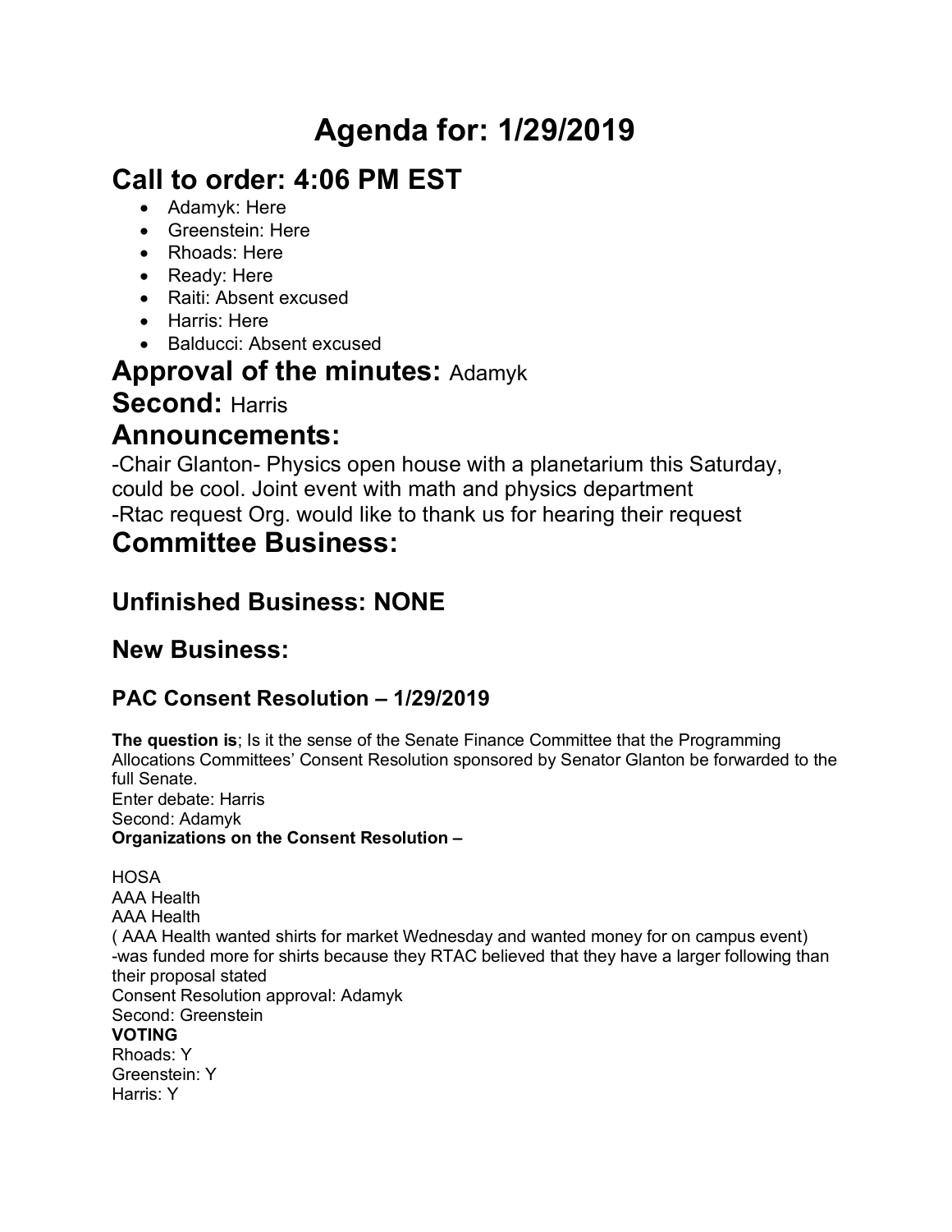# Agenda for: 1/29/2019

## Call to order: 4:06 PM EST

- Adamyk: Here
- Greenstein: Here
- Rhoads: Here
- Ready: Here
- Raiti: Absent excused
- Harris: Here
- Balducci: Absent excused

## Approval of the minutes: Adamyk

## Second: Harris

## Announcements:

-Chair Glanton- Physics open house with a planetarium this Saturday, could be cool. Joint event with math and physics department
-Rtac request Org. would like to thank us for hearing their request

## Committee Business:

### Unfinished Business: NONE

### New Business:

#### PAC Consent Resolution – 1/29/2019

**The question is**; Is it the sense of the Senate Finance Committee that the Programming Allocations Committees' Consent Resolution sponsored by Senator Glanton be forwarded to the full Senate.
Enter debate: Harris
Second: Adamyk
**Organizations on the Consent Resolution –**

HOSA
AAA Health
AAA Health
( AAA Health wanted shirts for market Wednesday and wanted money for on campus event)
-was funded more for shirts because they RTAC believed that they have a larger following than their proposal stated
Consent Resolution approval: Adamyk
Second: Greenstein
**VOTING**
Rhoads: Y
Greenstein: Y
Harris: Y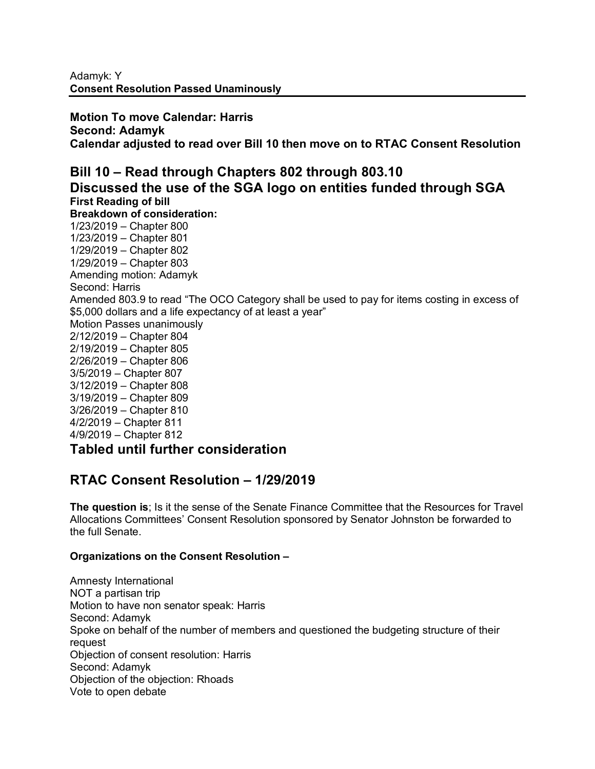Adamyk: Y
**Consent Resolution Passed Unaminously**

---

**Motion To move Calendar: Harris**
**Second: Adamyk**
**Calendar adjusted to read over Bill 10 then move on to RTAC Consent Resolution**

## Bill 10 – Read through Chapters 802 through 803.10

## Discussed the use of the SGA logo on entities funded through SGA

**First Reading of bill**
**Breakdown of consideration:**
1/23/2019 – Chapter 800
1/23/2019 – Chapter 801
1/29/2019 – Chapter 802
1/29/2019 – Chapter 803
Amending motion: Adamyk
Second: Harris
Amended 803.9 to read "The OCO Category shall be used to pay for items costing in excess of $5,000 dollars and a life expectancy of at least a year"
Motion Passes unanimously
2/12/2019 – Chapter 804
2/19/2019 – Chapter 805
2/26/2019 – Chapter 806
3/5/2019 – Chapter 807
3/12/2019 – Chapter 808
3/19/2019 – Chapter 809
3/26/2019 – Chapter 810
4/2/2019 – Chapter 811
4/9/2019 – Chapter 812

## Tabled until further consideration

## RTAC Consent Resolution – 1/29/2019

**The question is**; Is it the sense of the Senate Finance Committee that the Resources for Travel Allocations Committees' Consent Resolution sponsored by Senator Johnston be forwarded to the full Senate.

**Organizations on the Consent Resolution –**

Amnesty International
NOT a partisan trip
Motion to have non senator speak: Harris
Second: Adamyk
Spoke on behalf of the number of members and questioned the budgeting structure of their request
Objection of consent resolution: Harris
Second: Adamyk
Objection of the objection: Rhoads
Vote to open debate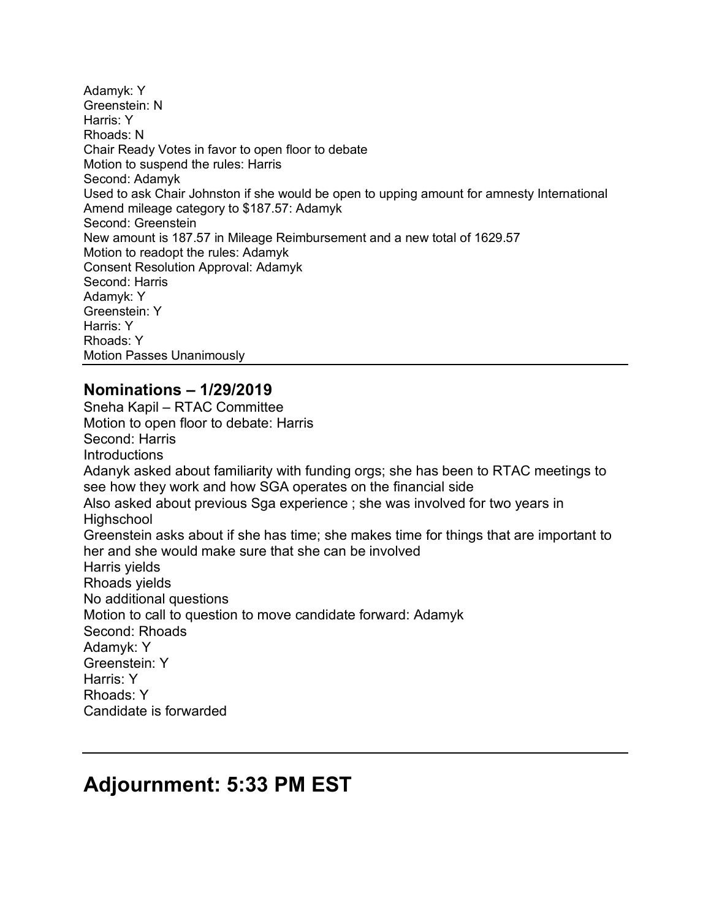Adamyk: Y
Greenstein: N
Harris: Y
Rhoads: N
Chair Ready Votes in favor to open floor to debate
Motion to suspend the rules: Harris
Second: Adamyk
Used to ask Chair Johnston if she would be open to upping amount for amnesty International
Amend mileage category to $187.57: Adamyk
Second: Greenstein
New amount is 187.57 in Mileage Reimbursement and a new total of 1629.57
Motion to readopt the rules: Adamyk
Consent Resolution Approval: Adamyk
Second: Harris
Adamyk: Y
Greenstein: Y
Harris: Y
Rhoads: Y
Motion Passes Unanimously

---

## Nominations – 1/29/2019

Sneha Kapil – RTAC Committee
Motion to open floor to debate: Harris
Second: Harris
Introductions
Adanyk asked about familiarity with funding orgs; she has been to RTAC meetings to see how they work and how SGA operates on the financial side
Also asked about previous Sga experience ; she was involved for two years in Highschool
Greenstein asks about if she has time; she makes time for things that are important to her and she would make sure that she can be involved
Harris yields
Rhoads yields
No additional questions
Motion to call to question to move candidate forward: Adamyk
Second: Rhoads
Adamyk: Y
Greenstein: Y
Harris: Y
Rhoads: Y
Candidate is forwarded

---

# Adjournment: 5:33 PM EST